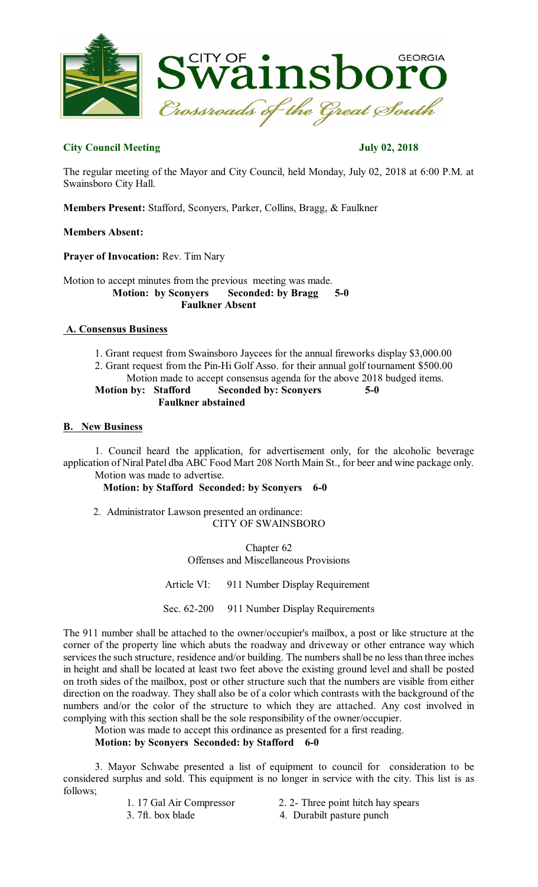**City Council Meeting** **July 02, 2018**

The regular meeting of the Mayor and City Council, held Monday, July 02, 2018 at 6:00 P.M. at Swainsboro City Hall.

**Members Present:** Stafford, Sconyers, Parker, Collins, Bragg, & Faulkner

**Members Absent:**

**Prayer of Invocation:** Rev. Tim Nary

Motion to accept minutes from the previous meeting was made.
**Motion: by Sconyers Seconded: by Bragg 5-0**
**Faulkner Absent**

**A. Consensus Business**

1. Grant request from Swainsboro Jaycees for the annual fireworks display $3,000.00
2. Grant request from the Pin-Hi Golf Asso. for their annual golf tournament $500.00

Motion made to accept consensus agenda for the above 2018 budged items.
**Motion by: Stafford Seconded by: Sconyers 5-0**
**Faulkner abstained**

**B. New Business**

1. Council heard the application, for advertisement only, for the alcoholic beverage application of Niral Patel dba ABC Food Mart 208 North Main St., for beer and wine package only. Motion was made to advertise.
**Motion: by Stafford Seconded: by Sconyers 6-0**

2. Administrator Lawson presented an ordinance:

CITY OF SWAINSBORO

Chapter 62
Offenses and Miscellaneous Provisions

Article VI: 911 Number Display Requirement

Sec. 62-200 911 Number Display Requirements

The 911 number shall be attached to the owner/occupier's mailbox, a post or like structure at the corner of the property line which abuts the roadway and driveway or other entrance way which services the such structure, residence and/or building. The numbers shall be no less than three inches in height and shall be located at least two feet above the existing ground level and shall be posted on troth sides of the mailbox, post or other structure such that the numbers are visible from either direction on the roadway. They shall also be of a color which contrasts with the background of the numbers and/or the color of the structure to which they are attached. Any cost involved in complying with this section shall be the sole responsibility of the owner/occupier.

Motion was made to accept this ordinance as presented for a first reading.
**Motion: by Sconyers Seconded: by Stafford 6-0**

3. Mayor Schwabe presented a list of equipment to council for consideration to be considered surplus and sold. This equipment is no longer in service with the city. This list is as follows;

1. 17 Gal Air Compressor
2. 2- Three point hitch hay spears
3. 7ft. box blade
4. Durabilt pasture punch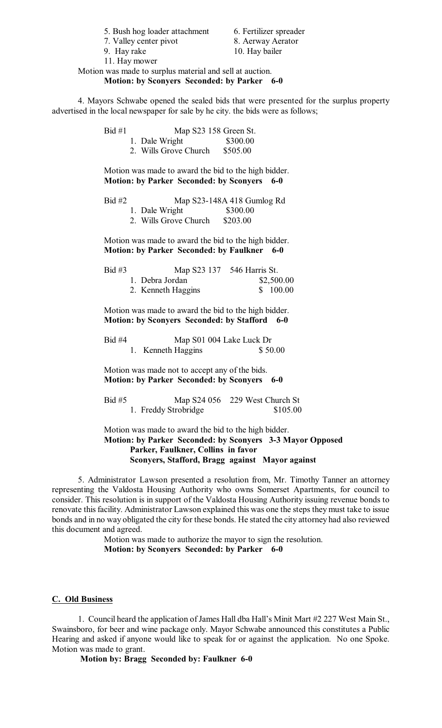5. Bush hog loader attachment  6. Fertilizer spreader
7. Valley center pivot  8. Aerway Aerator
9. Hay rake  10. Hay bailer
11. Hay mower

Motion was made to surplus material and sell at auction.
**Motion: by Sconyers Seconded: by Parker 6-0**

4. Mayors Schwabe opened the sealed bids that were presented for the surplus property advertised in the local newspaper for sale by he city. the bids were as follows;

Bid #1  Map S23 158 Green St.
1. Dale Wright  $300.00
2. Wills Grove Church  $505.00

Motion was made to award the bid to the high bidder.
**Motion: by Parker Seconded: by Sconyers 6-0**

Bid #2  Map S23-148A 418 Gumlog Rd
1. Dale Wright  $300.00
2. Wills Grove Church  $203.00

Motion was made to award the bid to the high bidder.
**Motion: by Parker Seconded: by Faulkner 6-0**

Bid #3  Map S23 137  546 Harris St.
1. Debra Jordan  $2,500.00
2. Kenneth Haggins  $ 100.00

Motion was made to award the bid to the high bidder.
**Motion: by Sconyers Seconded: by Stafford 6-0**

Bid #4  Map S01 004 Lake Luck Dr
1. Kenneth Haggins  $ 50.00

Motion was made not to accept any of the bids.
**Motion: by Parker Seconded: by Sconyers 6-0**

Bid #5  Map S24 056  229 West Church St
1. Freddy Strobridge  $105.00

Motion was made to award the bid to the high bidder.
**Motion: by Parker Seconded: by Sconyers 3-3 Mayor Opposed**
**Parker, Faulkner, Collins in favor**
**Sconyers, Stafford, Bragg against Mayor against**

5. Administrator Lawson presented a resolution from, Mr. Timothy Tanner an attorney representing the Valdosta Housing Authority who owns Somerset Apartments, for council to consider. This resolution is in support of the Valdosta Housing Authority issuing revenue bonds to renovate this facility. Administrator Lawson explained this was one the steps they must take to issue bonds and in no way obligated the city for these bonds. He stated the city attorney had also reviewed this document and agreed.

Motion was made to authorize the mayor to sign the resolution.
**Motion: by Sconyers Seconded: by Parker 6-0**

## C. Old Business

1. Council heard the application of James Hall dba Hall's Minit Mart #2 227 West Main St., Swainsboro, for beer and wine package only. Mayor Schwabe announced this constitutes a Public Hearing and asked if anyone would like to speak for or against the application. No one Spoke. Motion was made to grant.

**Motion by: Bragg Seconded by: Faulkner 6-0**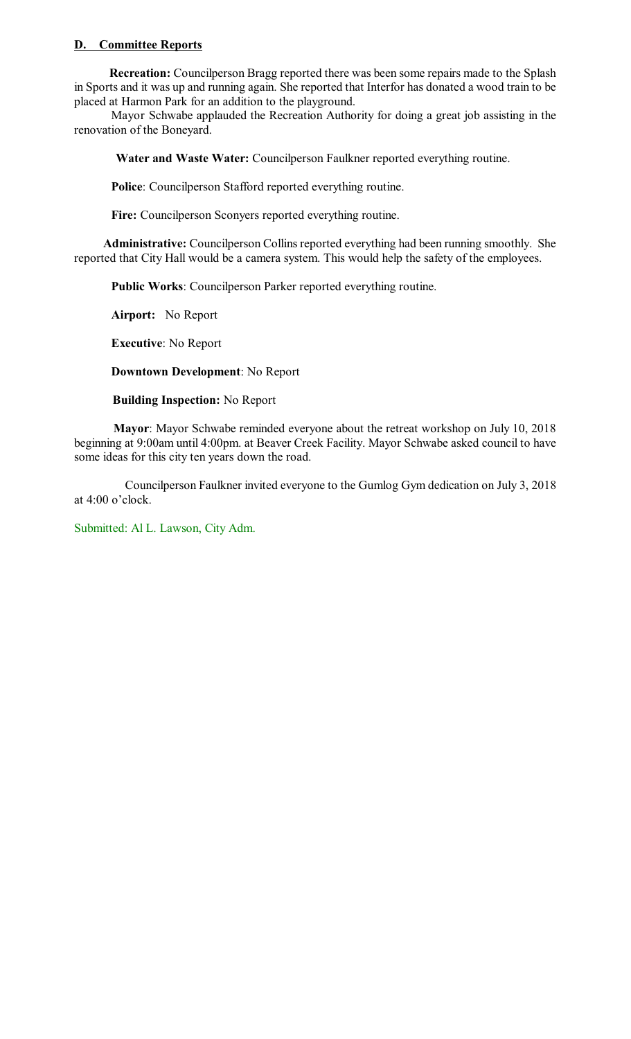## D. Committee Reports

**Recreation:** Councilperson Bragg reported there was been some repairs made to the Splash in Sports and it was up and running again. She reported that Interfor has donated a wood train to be placed at Harmon Park for an addition to the playground.

Mayor Schwabe applauded the Recreation Authority for doing a great job assisting in the renovation of the Boneyard.

**Water and Waste Water:** Councilperson Faulkner reported everything routine.

**Police**: Councilperson Stafford reported everything routine.

**Fire:** Councilperson Sconyers reported everything routine.

**Administrative:** Councilperson Collins reported everything had been running smoothly. She reported that City Hall would be a camera system. This would help the safety of the employees.

**Public Works**: Councilperson Parker reported everything routine.

**Airport:** No Report

**Executive**: No Report

**Downtown Development**: No Report

**Building Inspection:** No Report

**Mayor**: Mayor Schwabe reminded everyone about the retreat workshop on July 10, 2018 beginning at 9:00am until 4:00pm. at Beaver Creek Facility. Mayor Schwabe asked council to have some ideas for this city ten years down the road.

Councilperson Faulkner invited everyone to the Gumlog Gym dedication on July 3, 2018 at 4:00 o'clock.

Submitted: Al L. Lawson, City Adm.